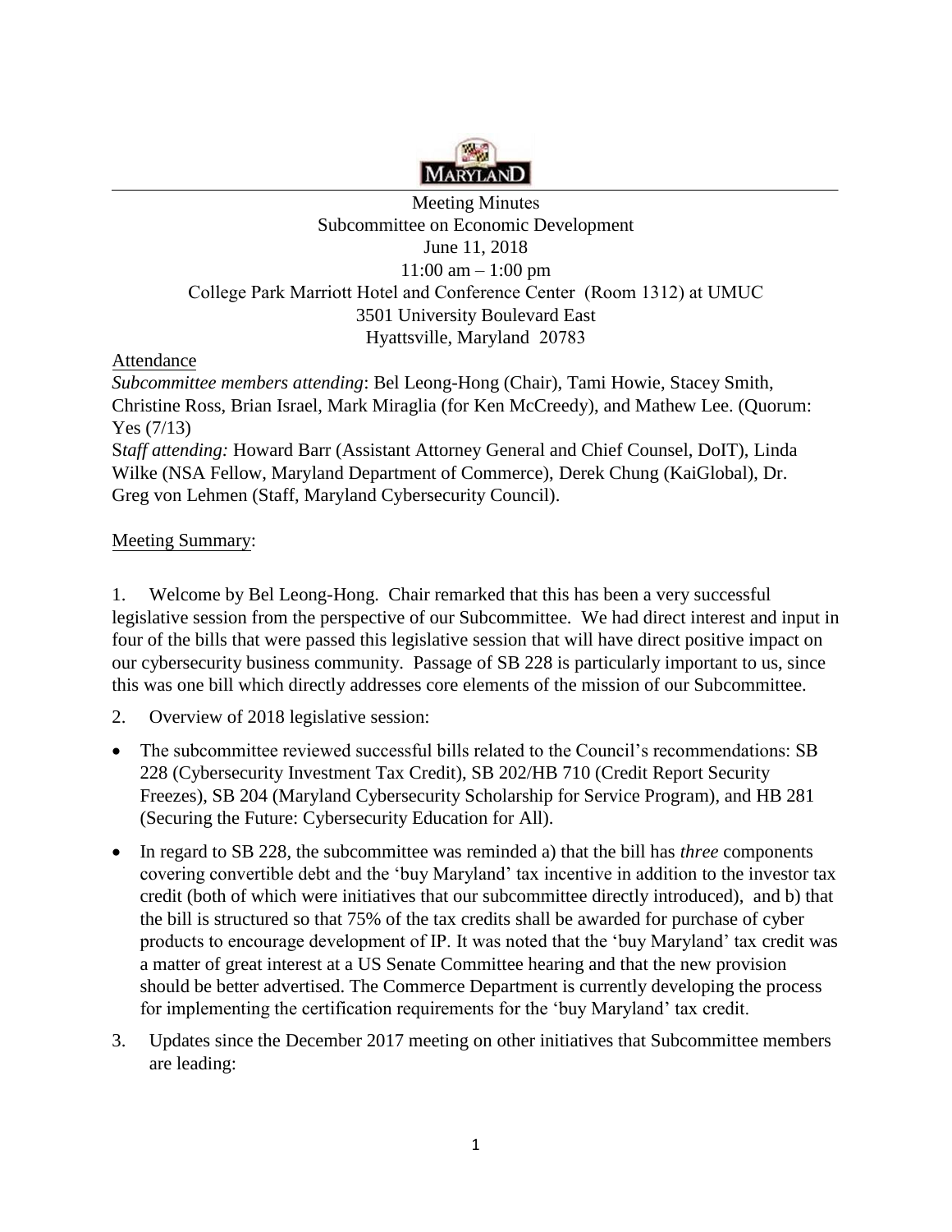Meeting Minutes
Subcommittee on Economic Development
June 11, 2018
11:00 am – 1:00 pm
College Park Marriott Hotel and Conference Center (Room 1312) at UMUC
3501 University Boulevard East
Hyattsville, Maryland 20783

Attendance

*Subcommittee members attending*: Bel Leong-Hong (Chair), Tami Howie, Stacey Smith, Christine Ross, Brian Israel, Mark Miraglia (for Ken McCreedy), and Mathew Lee. (Quorum: Yes (7/13)

S*taff attending:* Howard Barr (Assistant Attorney General and Chief Counsel, DoIT), Linda Wilke (NSA Fellow, Maryland Department of Commerce), Derek Chung (KaiGlobal), Dr. Greg von Lehmen (Staff, Maryland Cybersecurity Council).

Meeting Summary:

1. Welcome by Bel Leong-Hong. Chair remarked that this has been a very successful legislative session from the perspective of our Subcommittee. We had direct interest and input in four of the bills that were passed this legislative session that will have direct positive impact on our cybersecurity business community. Passage of SB 228 is particularly important to us, since this was one bill which directly addresses core elements of the mission of our Subcommittee.

2. Overview of 2018 legislative session:

- The subcommittee reviewed successful bills related to the Council's recommendations: SB 228 (Cybersecurity Investment Tax Credit), SB 202/HB 710 (Credit Report Security Freezes), SB 204 (Maryland Cybersecurity Scholarship for Service Program), and HB 281 (Securing the Future: Cybersecurity Education for All).
- In regard to SB 228, the subcommittee was reminded a) that the bill has *three* components covering convertible debt and the 'buy Maryland' tax incentive in addition to the investor tax credit (both of which were initiatives that our subcommittee directly introduced), and b) that the bill is structured so that 75% of the tax credits shall be awarded for purchase of cyber products to encourage development of IP. It was noted that the 'buy Maryland' tax credit was a matter of great interest at a US Senate Committee hearing and that the new provision should be better advertised. The Commerce Department is currently developing the process for implementing the certification requirements for the 'buy Maryland' tax credit.

3. Updates since the December 2017 meeting on other initiatives that Subcommittee members are leading: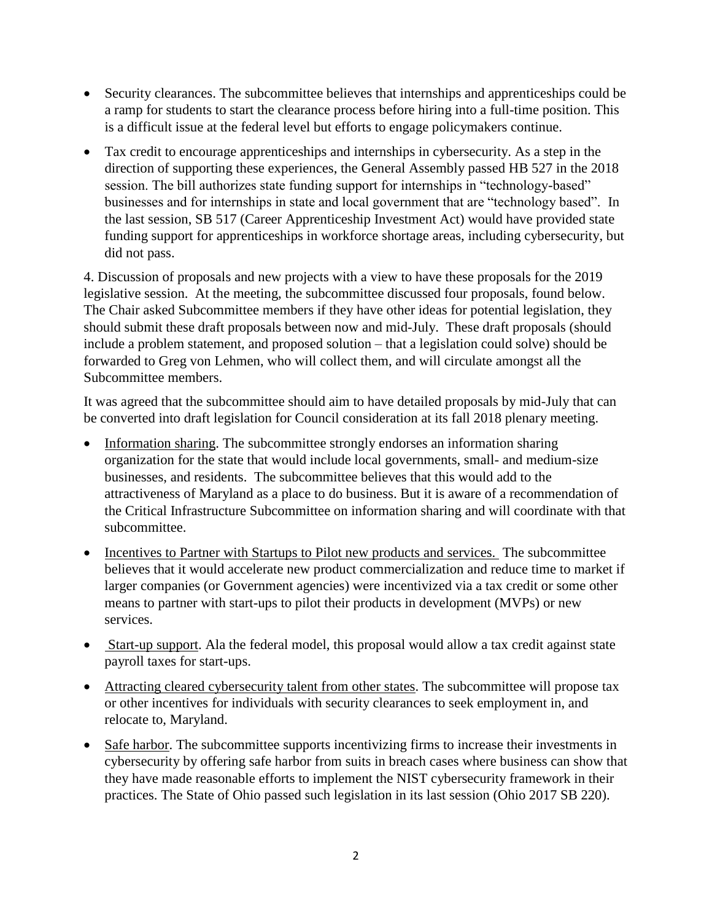- Security clearances. The subcommittee believes that internships and apprenticeships could be a ramp for students to start the clearance process before hiring into a full-time position. This is a difficult issue at the federal level but efforts to engage policymakers continue.

- Tax credit to encourage apprenticeships and internships in cybersecurity. As a step in the direction of supporting these experiences, the General Assembly passed HB 527 in the 2018 session. The bill authorizes state funding support for internships in "technology-based" businesses and for internships in state and local government that are "technology based". In the last session, SB 517 (Career Apprenticeship Investment Act) would have provided state funding support for apprenticeships in workforce shortage areas, including cybersecurity, but did not pass.

4. Discussion of proposals and new projects with a view to have these proposals for the 2019 legislative session. At the meeting, the subcommittee discussed four proposals, found below. The Chair asked Subcommittee members if they have other ideas for potential legislation, they should submit these draft proposals between now and mid-July. These draft proposals (should include a problem statement, and proposed solution – that a legislation could solve) should be forwarded to Greg von Lehmen, who will collect them, and will circulate amongst all the Subcommittee members.

It was agreed that the subcommittee should aim to have detailed proposals by mid-July that can be converted into draft legislation for Council consideration at its fall 2018 plenary meeting.

- Information sharing. The subcommittee strongly endorses an information sharing organization for the state that would include local governments, small- and medium-size businesses, and residents. The subcommittee believes that this would add to the attractiveness of Maryland as a place to do business. But it is aware of a recommendation of the Critical Infrastructure Subcommittee on information sharing and will coordinate with that subcommittee.

- Incentives to Partner with Startups to Pilot new products and services. The subcommittee believes that it would accelerate new product commercialization and reduce time to market if larger companies (or Government agencies) were incentivized via a tax credit or some other means to partner with start-ups to pilot their products in development (MVPs) or new services.

- Start-up support. Ala the federal model, this proposal would allow a tax credit against state payroll taxes for start-ups.

- Attracting cleared cybersecurity talent from other states. The subcommittee will propose tax or other incentives for individuals with security clearances to seek employment in, and relocate to, Maryland.

- Safe harbor. The subcommittee supports incentivizing firms to increase their investments in cybersecurity by offering safe harbor from suits in breach cases where business can show that they have made reasonable efforts to implement the NIST cybersecurity framework in their practices. The State of Ohio passed such legislation in its last session (Ohio 2017 SB 220).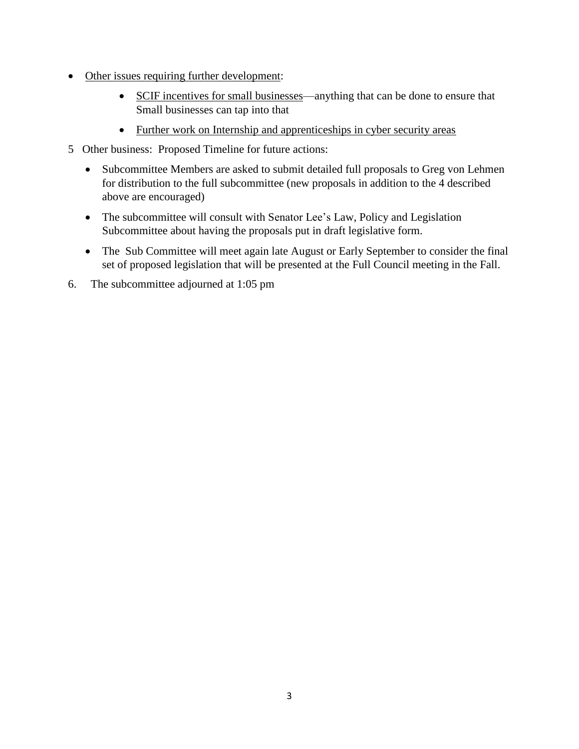- <u>Other issues requiring further development</u>:
    - <u>SCIF incentives for small businesses</u>—anything that can be done to ensure that Small businesses can tap into that
    - <u>Further work on Internship and apprenticeships in cyber security areas</u>

5 Other business: Proposed Timeline for future actions:

- Subcommittee Members are asked to submit detailed full proposals to Greg von Lehmen for distribution to the full subcommittee (new proposals in addition to the 4 described above are encouraged)
- The subcommittee will consult with Senator Lee's Law, Policy and Legislation Subcommittee about having the proposals put in draft legislative form.
- The Sub Committee will meet again late August or Early September to consider the final set of proposed legislation that will be presented at the Full Council meeting in the Fall.

6. The subcommittee adjourned at 1:05 pm